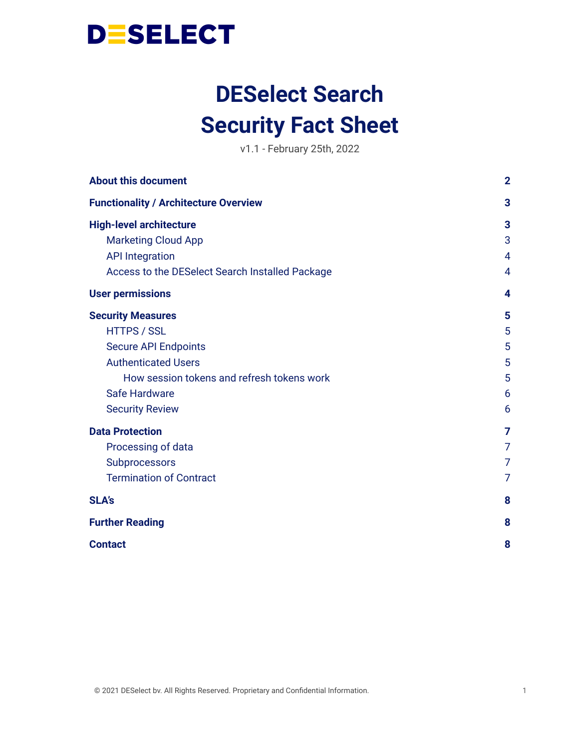DESELECT

# DESelect Search
# Security Fact Sheet

v1.1 - February 25th, 2022

| | |
|---|---|
| **About this document** | **2** |
| **Functionality / Architecture Overview** | **3** |
| **High-level architecture** | **3** |
| Marketing Cloud App | 3 |
| API Integration | 4 |
| Access to the DESelect Search Installed Package | 4 |
| **User permissions** | **4** |
| **Security Measures** | **5** |
| HTTPS / SSL | 5 |
| Secure API Endpoints | 5 |
| Authenticated Users | 5 |
| How session tokens and refresh tokens work | 5 |
| Safe Hardware | 6 |
| Security Review | 6 |
| **Data Protection** | **7** |
| Processing of data | 7 |
| Subprocessors | 7 |
| Termination of Contract | 7 |
| **SLA's** | **8** |
| **Further Reading** | **8** |
| **Contact** | **8** |

© 2021 DESelect bv. All Rights Reserved. Proprietary and Confidential Information.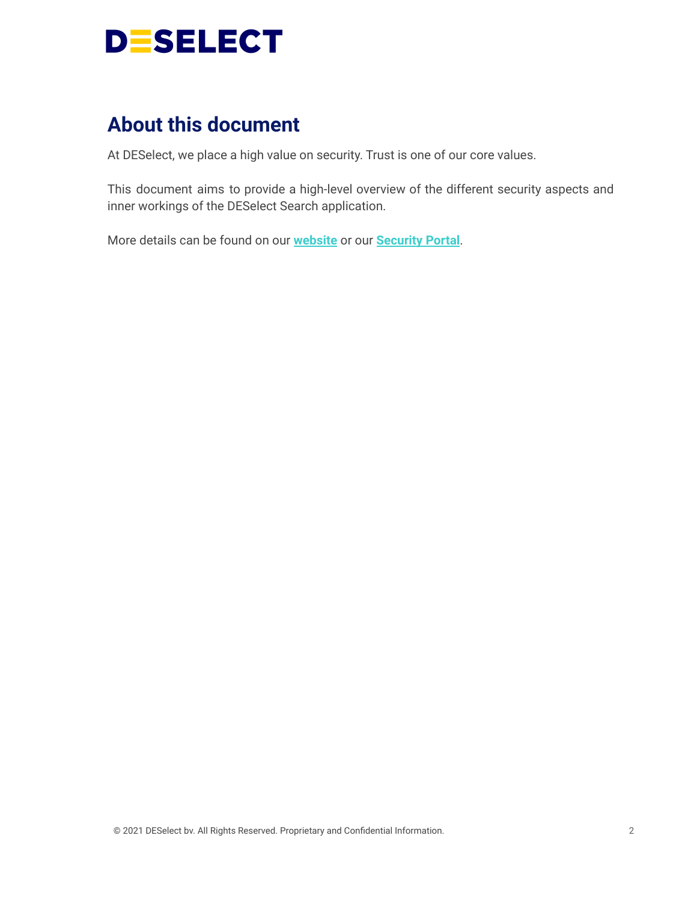# About this document

At DESelect, we place a high value on security. Trust is one of our core values.

This document aims to provide a high-level overview of the different security aspects and inner workings of the DESelect Search application.

More details can be found on our **website** or our **Security Portal**.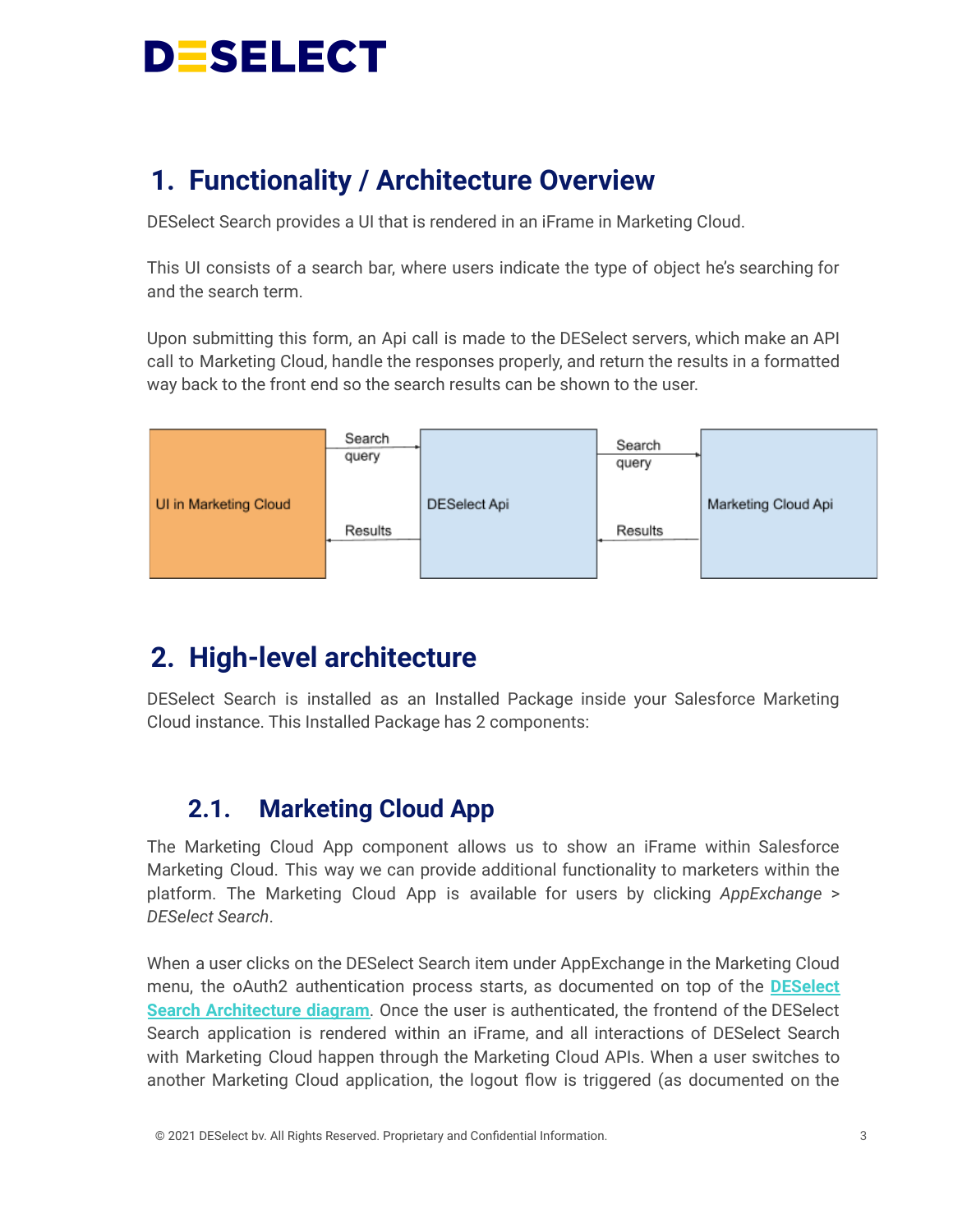# 1. Functionality / Architecture Overview

DESelect Search provides a UI that is rendered in an iFrame in Marketing Cloud.

This UI consists of a search bar, where users indicate the type of object he's searching for and the search term.

Upon submitting this form, an Api call is made to the DESelect servers, which make an API call to Marketing Cloud, handle the responses properly, and return the results in a formatted way back to the front end so the search results can be shown to the user.

UI in Marketing Cloud → Search query → DESelect Api → Search query → Marketing Cloud Api

Marketing Cloud Api → Results → DESelect Api → Results → UI in Marketing Cloud

# 2. High-level architecture

DESelect Search is installed as an Installed Package inside your Salesforce Marketing Cloud instance. This Installed Package has 2 components:

## 2.1. Marketing Cloud App

The Marketing Cloud App component allows us to show an iFrame within Salesforce Marketing Cloud. This way we can provide additional functionality to marketers within the platform. The Marketing Cloud App is available for users by clicking *AppExchange > DESelect Search*.

When a user clicks on the DESelect Search item under AppExchange in the Marketing Cloud menu, the oAuth2 authentication process starts, as documented on top of the **DESelect Search Architecture diagram**. Once the user is authenticated, the frontend of the DESelect Search application is rendered within an iFrame, and all interactions of DESelect Search with Marketing Cloud happen through the Marketing Cloud APIs. When a user switches to another Marketing Cloud application, the logout flow is triggered (as documented on the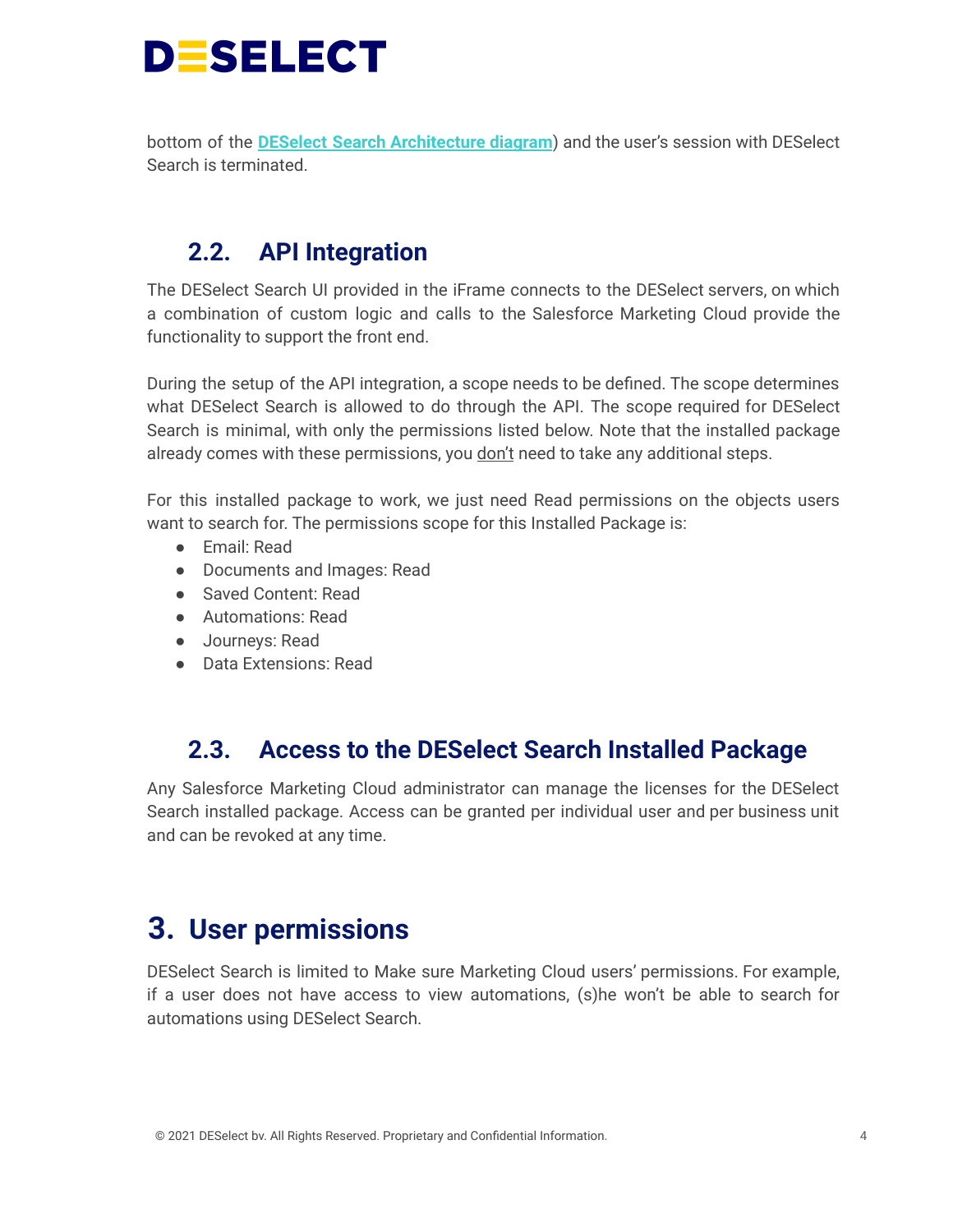bottom of the [DESelect Search Architecture diagram]) and the user's session with DESelect Search is terminated.

## 2.2. API Integration

The DESelect Search UI provided in the iFrame connects to the DESelect servers, on which a combination of custom logic and calls to the Salesforce Marketing Cloud provide the functionality to support the front end.

During the setup of the API integration, a scope needs to be defined. The scope determines what DESelect Search is allowed to do through the API. The scope required for DESelect Search is minimal, with only the permissions listed below. Note that the installed package already comes with these permissions, you don't need to take any additional steps.

For this installed package to work, we just need Read permissions on the objects users want to search for. The permissions scope for this Installed Package is:

- Email: Read
- Documents and Images: Read
- Saved Content: Read
- Automations: Read
- Journeys: Read
- Data Extensions: Read

## 2.3. Access to the DESelect Search Installed Package

Any Salesforce Marketing Cloud administrator can manage the licenses for the DESelect Search installed package. Access can be granted per individual user and per business unit and can be revoked at any time.

# 3. User permissions

DESelect Search is limited to Make sure Marketing Cloud users' permissions. For example, if a user does not have access to view automations, (s)he won't be able to search for automations using DESelect Search.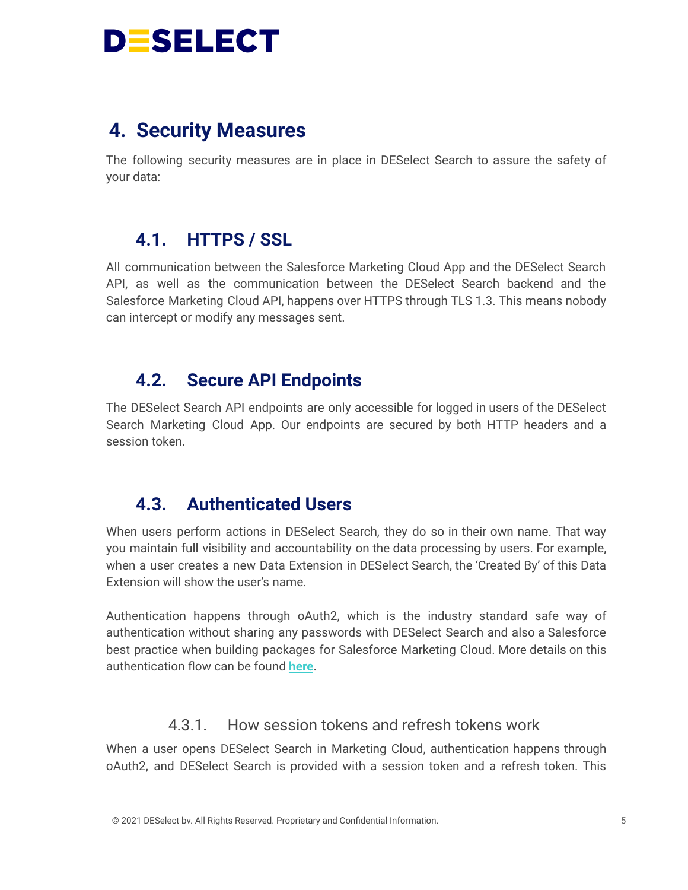# 4. Security Measures

The following security measures are in place in DESelect Search to assure the safety of your data:

## 4.1. HTTPS / SSL

All communication between the Salesforce Marketing Cloud App and the DESelect Search API, as well as the communication between the DESelect Search backend and the Salesforce Marketing Cloud API, happens over HTTPS through TLS 1.3. This means nobody can intercept or modify any messages sent.

## 4.2. Secure API Endpoints

The DESelect Search API endpoints are only accessible for logged in users of the DESelect Search Marketing Cloud App. Our endpoints are secured by both HTTP headers and a session token.

## 4.3. Authenticated Users

When users perform actions in DESelect Search, they do so in their own name. That way you maintain full visibility and accountability on the data processing by users. For example, when a user creates a new Data Extension in DESelect Search, the 'Created By' of this Data Extension will show the user's name.

Authentication happens through oAuth2, which is the industry standard safe way of authentication without sharing any passwords with DESelect Search and also a Salesforce best practice when building packages for Salesforce Marketing Cloud. More details on this authentication flow can be found **here**.

### 4.3.1. How session tokens and refresh tokens work

When a user opens DESelect Search in Marketing Cloud, authentication happens through oAuth2, and DESelect Search is provided with a session token and a refresh token. This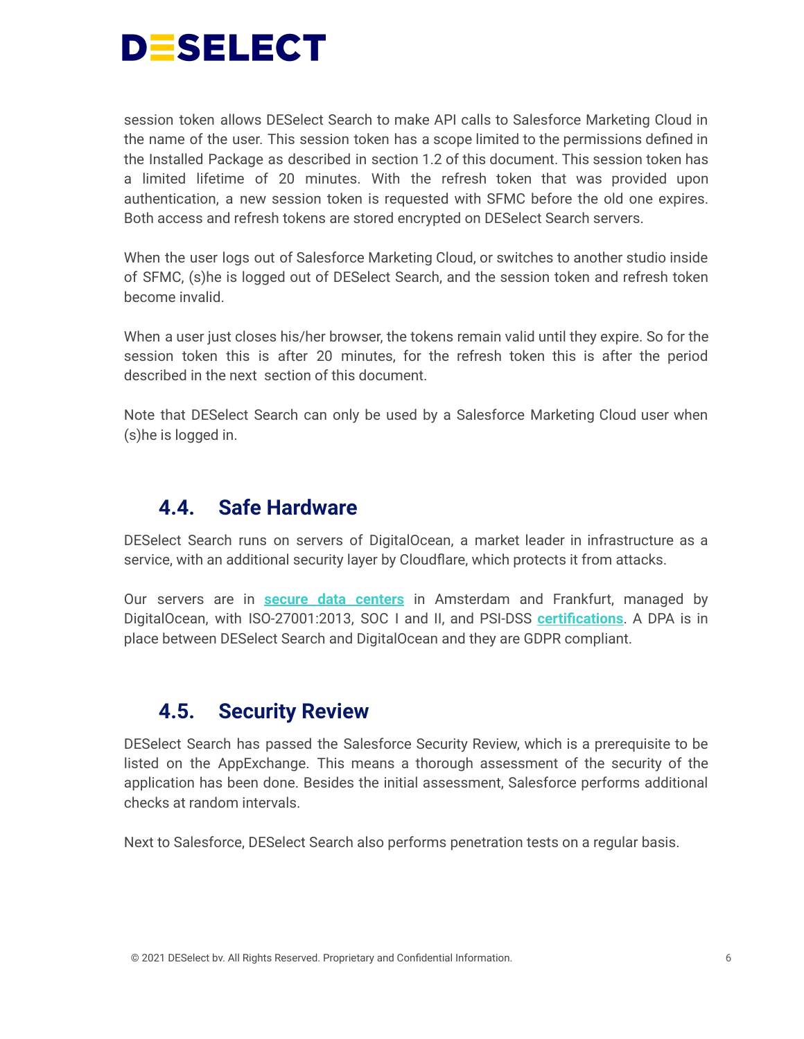session token allows DESelect Search to make API calls to Salesforce Marketing Cloud in the name of the user. This session token has a scope limited to the permissions defined in the Installed Package as described in section 1.2 of this document. This session token has a limited lifetime of 20 minutes. With the refresh token that was provided upon authentication, a new session token is requested with SFMC before the old one expires. Both access and refresh tokens are stored encrypted on DESelect Search servers.

When the user logs out of Salesforce Marketing Cloud, or switches to another studio inside of SFMC, (s)he is logged out of DESelect Search, and the session token and refresh token become invalid.

When a user just closes his/her browser, the tokens remain valid until they expire. So for the session token this is after 20 minutes, for the refresh token this is after the period described in the next section of this document.

Note that DESelect Search can only be used by a Salesforce Marketing Cloud user when (s)he is logged in.

## 4.4. Safe Hardware

DESelect Search runs on servers of DigitalOcean, a market leader in infrastructure as a service, with an additional security layer by Cloudflare, which protects it from attacks.

Our servers are in **secure data centers** in Amsterdam and Frankfurt, managed by DigitalOcean, with ISO-27001:2013, SOC I and II, and PSI-DSS **certifications**. A DPA is in place between DESelect Search and DigitalOcean and they are GDPR compliant.

## 4.5. Security Review

DESelect Search has passed the Salesforce Security Review, which is a prerequisite to be listed on the AppExchange. This means a thorough assessment of the security of the application has been done. Besides the initial assessment, Salesforce performs additional checks at random intervals.

Next to Salesforce, DESelect Search also performs penetration tests on a regular basis.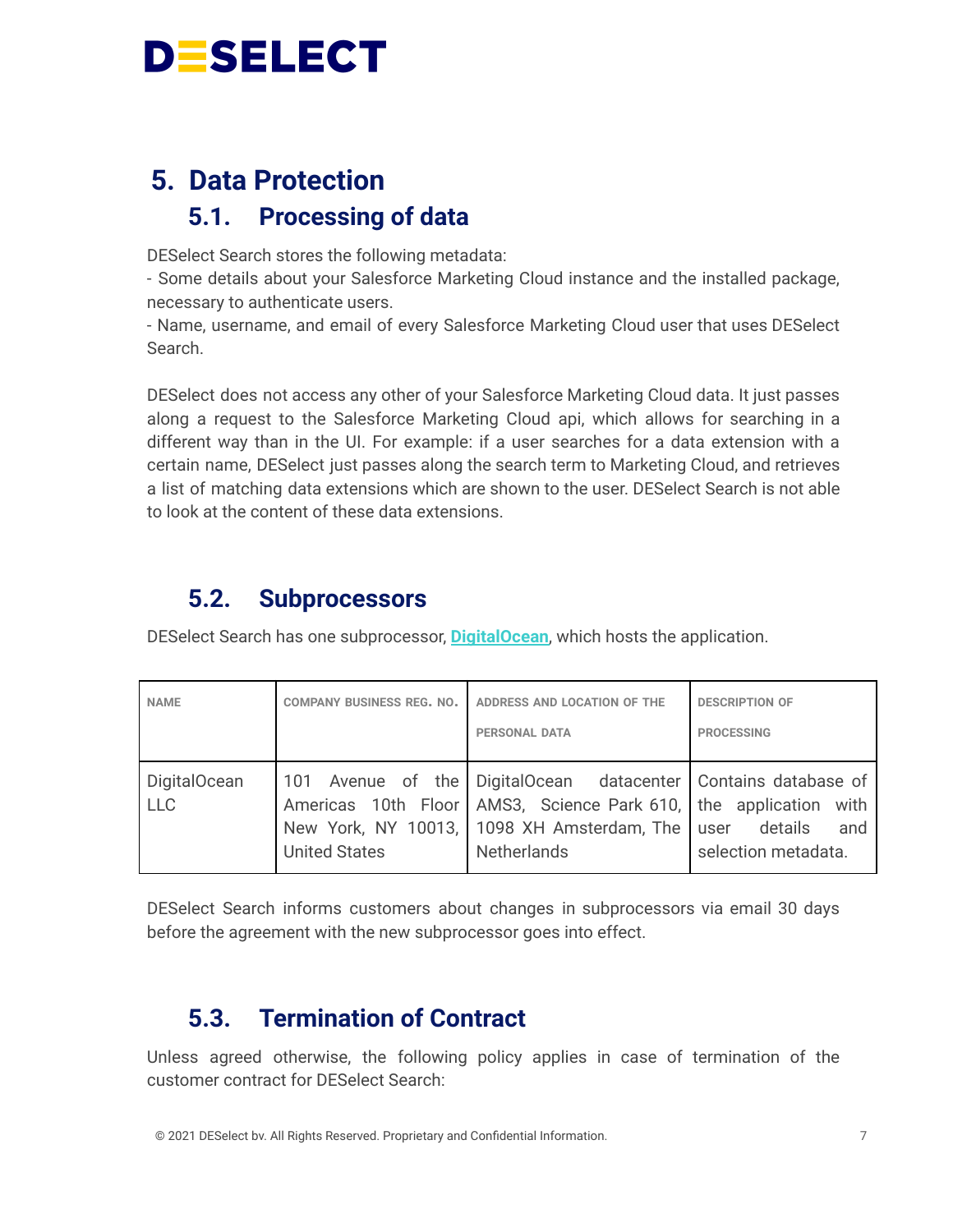# 5. Data Protection

## 5.1. Processing of data

DESelect Search stores the following metadata:
- Some details about your Salesforce Marketing Cloud instance and the installed package, necessary to authenticate users.
- Name, username, and email of every Salesforce Marketing Cloud user that uses DESelect Search.

DESelect does not access any other of your Salesforce Marketing Cloud data. It just passes along a request to the Salesforce Marketing Cloud api, which allows for searching in a different way than in the UI. For example: if a user searches for a data extension with a certain name, DESelect just passes along the search term to Marketing Cloud, and retrieves a list of matching data extensions which are shown to the user. DESelect Search is not able to look at the content of these data extensions.

## 5.2. Subprocessors

DESelect Search has one subprocessor, **DigitalOcean**, which hosts the application.

| NAME | COMPANY BUSINESS REG. NO. | ADDRESS AND LOCATION OF THE PERSONAL DATA | DESCRIPTION OF PROCESSING |
| --- | --- | --- | --- |
| DigitalOcean LLC | 101 Avenue of the Americas 10th Floor New York, NY 10013, United States | DigitalOcean datacenter AMS3, Science Park 610, 1098 XH Amsterdam, The Netherlands | Contains database of the application with user details and selection metadata. |

DESelect Search informs customers about changes in subprocessors via email 30 days before the agreement with the new subprocessor goes into effect.

## 5.3. Termination of Contract

Unless agreed otherwise, the following policy applies in case of termination of the customer contract for DESelect Search: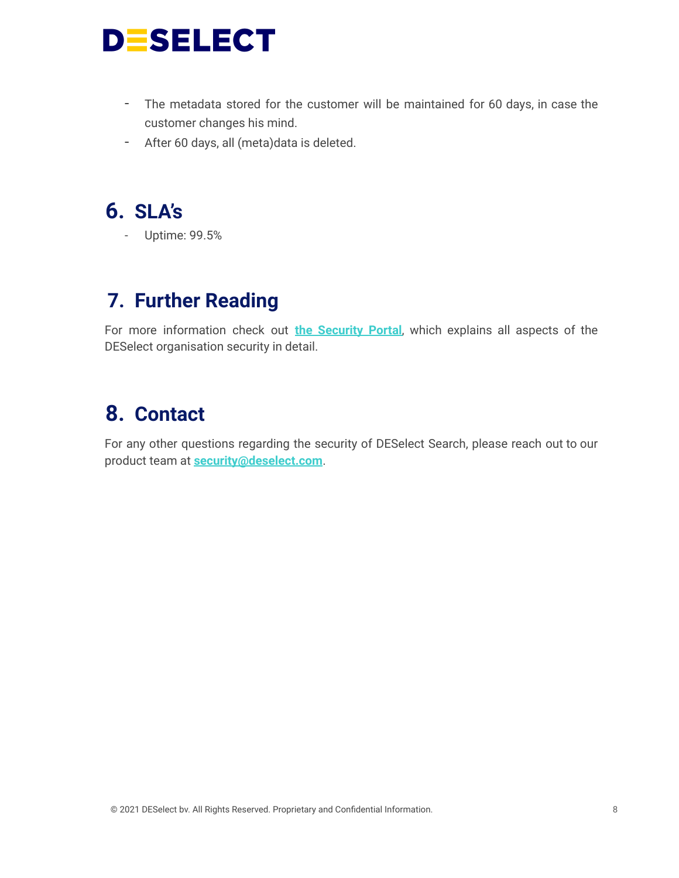- The metadata stored for the customer will be maintained for 60 days, in case the customer changes his mind.
- After 60 days, all (meta)data is deleted.

## 6. SLA's

- Uptime: 99.5%

## 7. Further Reading

For more information check out **the Security Portal**, which explains all aspects of the DESelect organisation security in detail.

## 8. Contact

For any other questions regarding the security of DESelect Search, please reach out to our product team at **security@deselect.com**.